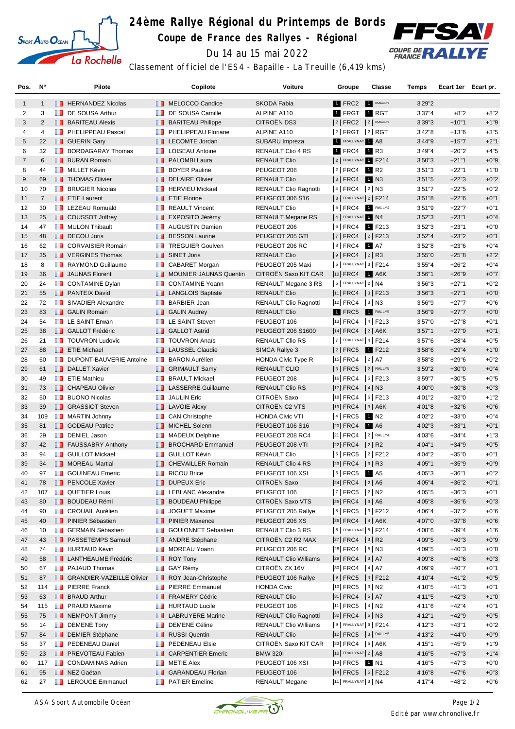# 24ème Rallye Régional du Printemps de Bords

## Coupe de France des Rallyes - Régional

Du 14 au 15 mai 2022

Classement officiel de l'ES4 - Bapaille - La Treuille (6,419 kms)

| Pos. | N° | Pilote | Copilote | Voiture | Groupe | Classe | Temps | Ecart 1er | Ecart pr. |
|---|---|---|---|---|---|---|---|---|---|
| 1 | 1 | HERNANDEZ Nicolas | MELOCCO Candice | SKODA Fabia | 1 FRC2 | 1 R5/RALLY2 | 3'29"2 | | |
| 2 | 3 | DE SOUSA Arthur | DE SOUSA Camille | ALPINE A110 | 1 FRGT | 1 RGT | 3'37"4 | +8"2 | +8"2 |
| 3 | 2 | BARITEAU Alexis | BARITEAU Philippe | CITROËN DS3 | 2 FRC2 | 2 R5/RALLY2 | 3'39"3 | +10"1 | +1"9 |
| 4 | 4 | PHELIPPEAU Pascal | PHELIPPEAU Floriane | ALPINE A110 | 2 FRGT | 2 RGT | 3'42"8 | +13"6 | +3"5 |
| 5 | 22 | GUERIN Gary | LECOMTE Jordan | SUBARU Impreza | 1 FRALLYNAT | 1 A8 | 3'44"9 | +15"7 | +2"1 |
| 6 | 32 | BORDAGARAY Thomas | LOISEAU Antoine | RENAULT Clio 4 RS | 1 FRC4 | 1 R3 | 3'49"4 | +20"2 | +4"5 |
| 7 | 6 | BURAN Romain | PALOMBI Laura | RENAULT Clio | 2 FRALLYNAT | 1 F214 | 3'50"3 | +21"1 | +0"9 |
| 8 | 44 | MILLET Kévin | BOYER Pauline | PEUGEOT 208 | 2 FRC4 | 1 R2 | 3'51"3 | +22"1 | +1"0 |
| 9 | 69 | THOMAS Olivier | DELAIRE Olivier | RENAULT Clio | 3 FRC4 | 1 N3 | 3'51"5 | +22"3 | +0"2 |
| 10 | 70 | BRUGIER Nicolas | HERVIEU Mickael | RENAULT Clio Ragnotti | 4 FRC4 | 2 N3 | 3'51"7 | +22"5 | +0"2 |
| 11 | 7 | ETIE Laurent | ETIE Florine | PEUGEOT 306 S16 | 3 FRALLYNAT | 2 F214 | 3'51"8 | +22"6 | +0"1 |
| 12 | 30 | LEZEAU Romuald | REAULT Vincent | RENAULT Clio | 5 FRC4 | 1 RALLY4 | 3'51"9 | +22"7 | +0"1 |
| 13 | 25 | COUSSOT Joffrey | EXPOSITO Jérémy | RENAULT Megane RS | 4 FRALLYNAT | 1 N4 | 3'52"3 | +23"1 | +0"4 |
| 14 | 47 | MULON Thibault | AUGUSTIN Damien | PEUGEOT 206 | 6 FRC4 | 1 F213 | 3'52"3 | +23"1 | +0"0 |
| 15 | 48 | DECOU Joris | BESSON Laurene | PEUGEOT 205 GTI | 7 FRC4 | 2 F213 | 3'52"4 | +23"2 | +0"1 |
| 16 | 62 | CORVAISIER Romain | TREGUIER Goulven | PEUGEOT 206 RC | 8 FRC4 | 1 A7 | 3'52"8 | +23"6 | +0"4 |
| 17 | 35 | VERGINES Thomas | SINET Joris | RENAULT Clio | 9 FRC4 | 2 R3 | 3'55"0 | +25"8 | +2"2 |
| 18 | 8 | RAYMOND Guillaume | CABARET Morgan | PEUGEOT 205 Maxi | 5 FRALLYNAT | 3 F214 | 3'55"4 | +26"2 | +0"4 |
| 19 | 36 | JAUNAS Florent | MOUNIER JAUNAS Quentin | CITROËN Saxo KIT CAR | 10 FRC4 | 1 A6K | 3'56"1 | +26"9 | +0"7 |
| 20 | 24 | CONTAMINE Dylan | CONTAMINE Yoann | RENAULT Megane 3 RS | 6 FRALLYNAT | 2 N4 | 3'56"3 | +27"1 | +0"2 |
| 21 | 55 | PANTEIX David | LANGLOIS Baptiste | RENAULT Clio | 11 FRC4 | 3 F213 | 3'56"3 | +27"1 | +0"0 |
| 22 | 72 | SIVADIER Alexandre | BARBIER Jean | RENAULT Clio Ragnotti | 12 FRC4 | 3 N3 | 3'56"9 | +27"7 | +0"6 |
| 23 | 83 | GALIN Romain | GALIN Audrey | RENAULT Clio | 1 FRC5 | 1 RALLY5 | 3'56"9 | +27"7 | +0"0 |
| 24 | 54 | LE SAINT Erwan | LE SAINT Steven | PEUGEOT 106 | 13 FRC4 | 4 F213 | 3'57"0 | +27"8 | +0"1 |
| 25 | 38 | GALLOT Frédéric | GALLOT Astrid | PEUGEOT 206 S1600 | 14 FRC4 | 2 A6K | 3'57"1 | +27"9 | +0"1 |
| 26 | 21 | TOUVRON Ludovic | TOUVRON Anaïs | RENAULT Clio RS | 7 FRALLYNAT | 4 F214 | 3'57"6 | +28"4 | +0"5 |
| 27 | 88 | ETIE Michael | LAUSSEL Claudie | SIMCA Rallye 3 | 2 FRC5 | 1 F212 | 3'58"6 | +29"4 | +1"0 |
| 28 | 60 | DUPONT-BAUVERIE Antoine | BARON Aurélien | HONDA Civic Type R | 15 FRC4 | 2 A7 | 3'58"8 | +29"6 | +0"2 |
| 29 | 61 | DALLET Xavier | GRIMAULT Samy | RENAULT CLIO | 3 FRC5 | 2 RALLY5 | 3'59"2 | +30"0 | +0"4 |
| 30 | 49 | ETIE Mathieu | BRAULT Mickael | PEUGEOT 208 | 16 FRC4 | 5 F213 | 3'59"7 | +30"5 | +0"5 |
| 31 | 73 | CHAPEAU Olivier | LASSERRE Guillaume | RENAULT Clio RS | 17 FRC4 | 4 N3 | 4'00"0 | +30"8 | +0"3 |
| 32 | 50 | BUONO Nicolas | JAULIN Eric | CITROËN Saxo | 18 FRC4 | 6 F213 | 4'01"2 | +32"0 | +1"2 |
| 33 | 39 | GRASSIOT Steven | LAVOIE Alexy | CITROËN C2 VTS | 19 FRC4 | 3 A6K | 4'01"8 | +32"6 | +0"6 |
| 34 | 109 | MARTIN Johnny | CAN Christophe | HONDA Civic VTI | 4 FRC5 | 1 N2 | 4'02"2 | +33"0 | +0"4 |
| 35 | 81 | GODEAU Patrice | MICHEL Solenn | PEUGEOT 106 S16 | 20 FRC4 | 1 A6 | 4'02"3 | +33"1 | +0"1 |
| 36 | 29 | DENIEL Jason | MADEUX Delphine | PEUGEOT 208 RC4 | 21 FRC4 | 2 RALLY4 | 4'03"6 | +34"4 | +1"3 |
| 37 | 42 | FAUSSABRY Anthony | BROCHARD Emmanuel | PEUGEOT 208 VTI | 22 FRC4 | 2 R2 | 4'04"1 | +34"9 | +0"5 |
| 38 | 94 | GUILLOT Mickael | GUILLOT Kévin | RENAULT Clio | 5 FRC5 | 2 F212 | 4'04"2 | +35"0 | +0"1 |
| 39 | 34 | MOREAU Martial | CHEVAILLER Romain | RENAULT Clio 4 RS | 23 FRC4 | 3 R3 | 4'05"1 | +35"9 | +0"9 |
| 40 | 97 | GOUINEAU Emeric | RICOU Brice | PEUGEOT 106 XSI | 6 FRC5 | 1 A5 | 4'05"3 | +36"1 | +0"2 |
| 41 | 78 | PENCOLE Xavier | DUPEUX Eric | CITROËN Saxo | 24 FRC4 | 2 A6 | 4'05"4 | +36"2 | +0"1 |
| 42 | 107 | QUETIER Louis | LEBLANC Alexandre | PEUGEOT 106 | 7 FRC5 | 2 N2 | 4'05"5 | +36"3 | +0"1 |
| 43 | 80 | BOUDEAU Rémi | BOUDEAU Philippe | CITROËN Saxo VTS | 25 FRC4 | 3 A6 | 4'05"8 | +36"6 | +0"3 |
| 44 | 90 | CROUAIL Aurélien | JOGUET Maxime | PEUGEOT 205 Rallye | 8 FRC5 | 3 F212 | 4'06"4 | +37"2 | +0"6 |
| 45 | 40 | PINIER Sébastien | PINIER Maxence | PEUGEOT 206 XS | 26 FRC4 | 4 A6K | 4'07"0 | +37"8 | +0"6 |
| 46 | 10 | GERMAIN Sébastien | GOUIONNET Sébastien | RENAULT Clio 3 RS | 8 FRALLYNAT | 5 F214 | 4'08"6 | +39"4 | +1"6 |
| 47 | 43 | PASSETEMPS Samuel | ANDRE Stéphane | CITROËN C2 R2 MAX | 27 FRC4 | 3 R2 | 4'09"5 | +40"3 | +0"9 |
| 48 | 74 | HURTAUD Kévin | MOREAU Yoann | PEUGEOT 206 RC | 28 FRC4 | 5 N3 | 4'09"5 | +40"3 | +0"0 |
| 49 | 58 | LANTHEAUME Frédéric | ROY Tony | RENAULT Clio Williams | 29 FRC4 | 3 A7 | 4'09"8 | +40"6 | +0"3 |
| 50 | 67 | PAJAUD Thomas | GAY Rémy | CITROËN ZX 16V | 30 FRC4 | 4 A7 | 4'09"9 | +40"7 | +0"1 |
| 51 | 87 | GRANDIER-VAZEILLE Olivier | ROY Jean-Christophe | PEUGEOT 106 Rallye | 9 FRC5 | 4 F212 | 4'10"4 | +41"2 | +0"5 |
| 52 | 114 | PIERRE Franck | PIERRE Emmanuel | HONDA Civic | 10 FRC5 | 3 N2 | 4'10"5 | +41"3 | +0"1 |
| 53 | 63 | BRAUD Arthur | FRAMERY Cédric | RENAULT Clio | 31 FRC4 | 5 A7 | 4'11"5 | +42"3 | +1"0 |
| 54 | 115 | PRAUD Maxime | HURTAUD Lucile | PEUGEOT 106 | 11 FRC5 | 4 N2 | 4'11"6 | +42"4 | +0"1 |
| 55 | 75 | NEMPONT Jimmy | LABRUYERE Marine | RENAULT Clio Ragnotti | 32 FRC4 | 6 N3 | 4'12"1 | +42"9 | +0"5 |
| 56 | 14 | DEMENE Tony | DEMENE Céline | RENAULT Clio Williams | 9 FRALLYNAT | 6 F214 | 4'12"3 | +43"1 | +0"2 |
| 57 | 84 | DEMIER Stéphane | RUSSI Quentin | RENAULT Clio | 12 FRC5 | 3 RALLY5 | 4'13"2 | +44"0 | +0"9 |
| 58 | 37 | PEDENEAU Daniel | PEDENEAU Elsie | CITROËN Saxo KIT CAR | 33 FRC4 | 5 A6K | 4'15"1 | +45"9 | +1"9 |
| 59 | 23 | PREVOTEAU Fabien | CARPENTIER Emeric | BMW 320I | 10 FRALLYNAT | 2 A8 | 4'16"5 | +47"3 | +1"4 |
| 60 | 117 | CONDAMINAS Adrien | METIE Alex | PEUGEOT 106 XSI | 13 FRC5 | 1 N1 | 4'16"5 | +47"3 | +0"0 |
| 61 | 95 | NEZ Gaétan | GARANDEAU Florian | PEUGEOT 106 | 14 FRC5 | 5 F212 | 4'16"8 | +47"6 | +0"3 |
| 62 | 27 | LEROUGE Emmanuel | PATIER Emeline | RENAULT Megane | 11 FRALLYNAT | 3 N4 | 4'17"4 | +48"2 | +0"6 |

ASA Sport Automobile Océan

Edité par www.chronolive.fr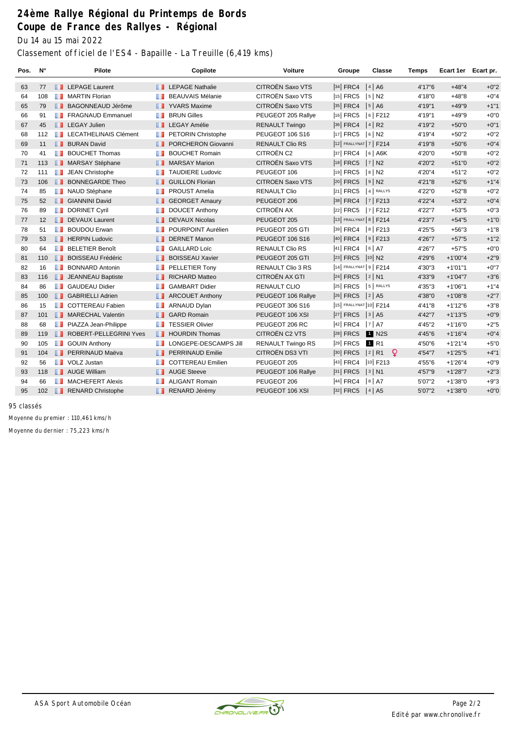# 24ème Rallye Régional du Printemps de Bords
# Coupe de France des Rallyes - Régional

Du 14 au 15 mai 2022

Classement officiel de l'ES4 - Bapaille - La Treuille (6,419 kms)

| Pos. | N° | Pilote | Copilote | Voiture | Groupe | Classe | Temps | Ecart 1er | Ecart pr. |
|---|---|---|---|---|---|---|---|---|---|
| 63 | 77 | LEPAGE Laurent | LEPAGE Nathalie | CITROËN Saxo VTS | 34 FRC4 | 4 A6 | 4'17"6 | +48"4 | +0"2 |
| 64 | 108 | MARTIN Florian | BEAUVAIS Mélanie | CITROËN Saxo VTS | 15 FRC5 | 5 N2 | 4'18"0 | +48"8 | +0"4 |
| 65 | 79 | BAGONNEAUD Jérôme | YVARS Maxime | CITROËN Saxo VTS | 35 FRC4 | 5 A6 | 4'19"1 | +49"9 | +1"1 |
| 66 | 91 | FRAGNAUD Emmanuel | BRUN Gilles | PEUGEOT 205 Rallye | 16 FRC5 | 6 F212 | 4'19"1 | +49"9 | +0"0 |
| 67 | 45 | LEGAY Julien | LEGAY Amélie | RENAULT Twingo | 36 FRC4 | 4 R2 | 4'19"2 | +50"0 | +0"1 |
| 68 | 112 | LECATHELINAIS Clément | PETORIN Christophe | PEUGEOT 106 S16 | 17 FRC5 | 6 N2 | 4'19"4 | +50"2 | +0"2 |
| 69 | 11 | BURAN David | PORCHERON Giovanni | RENAULT Clio RS | 12 FRALLYNAT | 7 F214 | 4'19"8 | +50"6 | +0"4 |
| 70 | 41 | BOUCHET Thomas | BOUCHET Romain | CITROËN C2 | 37 FRC4 | 6 A6K | 4'20"0 | +50"8 | +0"2 |
| 71 | 113 | MARSAY Stéphane | MARSAY Marion | CITROËN Saxo VTS | 18 FRC5 | 7 N2 | 4'20"2 | +51"0 | +0"2 |
| 72 | 111 | JEAN Christophe | TAUDIERE Ludovic | PEUGEOT 106 | 19 FRC5 | 8 N2 | 4'20"4 | +51"2 | +0"2 |
| 73 | 106 | BONNEGARDE Theo | GUILLON Florian | CITROEN Saxo VTS | 20 FRC5 | 9 N2 | 4'21"8 | +52"6 | +1"4 |
| 74 | 85 | NAUD Stéphane | PROUST Amelia | RENAULT Clio | 21 FRC5 | 4 RALLY5 | 4'22"0 | +52"8 | +0"2 |
| 75 | 52 | GIANNINI David | GEORGET Amaury | PEUGEOT 206 | 38 FRC4 | 7 F213 | 4'22"4 | +53"2 | +0"4 |
| 76 | 89 | DORINET Cyril | DOUCET Anthony | CITROËN AX | 22 FRC5 | 7 F212 | 4'22"7 | +53"5 | +0"3 |
| 77 | 12 | DEVAUX Laurent | DEVAUX Nicolas | PEUGEOT 205 | 13 FRALLYNAT | 8 F214 | 4'23"7 | +54"5 | +1"0 |
| 78 | 51 | BOUDOU Erwan | POURPOINT Aurélien | PEUGEOT 205 GTI | 39 FRC4 | 8 F213 | 4'25"5 | +56"3 | +1"8 |
| 79 | 53 | HERPIN Ludovic | DERNET Manon | PEUGEOT 106 S16 | 40 FRC4 | 9 F213 | 4'26"7 | +57"5 | +1"2 |
| 80 | 64 | BELETIER Benoît | GAILLARD Loïc | RENAULT Clio RS | 41 FRC4 | 6 A7 | 4'26"7 | +57"5 | +0"0 |
| 81 | 110 | BOISSEAU Frédéric | BOISSEAU Xavier | PEUGEOT 205 GTI | 23 FRC5 | 10 N2 | 4'29"6 | +1'00"4 | +2"9 |
| 82 | 16 | BONNARD Antonin | PELLETIER Tony | RENAULT Clio 3 RS | 14 FRALLYNAT | 9 F214 | 4'30"3 | +1'01"1 | +0"7 |
| 83 | 116 | JEANNEAU Baptiste | RICHARD Matteo | CITROËN AX GTI | 24 FRC5 | 2 N1 | 4'33"9 | +1'04"7 | +3"6 |
| 84 | 86 | GAUDEAU Didier | GAMBART Didier | RENAULT CLIO | 25 FRC5 | 5 RALLY5 | 4'35"3 | +1'06"1 | +1"4 |
| 85 | 100 | GABRIELLI Adrien | ARCOUET Anthony | PEUGEOT 106 Rallye | 26 FRC5 | 2 A5 | 4'38"0 | +1'08"8 | +2"7 |
| 86 | 15 | COTTEREAU Fabien | ARNAUD Dylan | PEUGEOT 306 S16 | 15 FRALLYNAT | 10 F214 | 4'41"8 | +1'12"6 | +3"8 |
| 87 | 101 | MARECHAL Valentin | GARD Romain | PEUGEOT 106 XSI | 27 FRC5 | 3 A5 | 4'42"7 | +1'13"5 | +0"9 |
| 88 | 68 | PIAZZA Jean-Philippe | TESSIER Olivier | PEUGEOT 206 RC | 42 FRC4 | 7 A7 | 4'45"2 | +1'16"0 | +2"5 |
| 89 | 119 | ROBERT-PELLEGRINI Yves | HOURDIN Thomas | CITROËN C2 VTS | 28 FRC5 | 1 N2S | 4'45"6 | +1'16"4 | +0"4 |
| 90 | 105 | GOUIN Anthony | LONGEPE-DESCAMPS Jill | RENAULT Twingo RS | 29 FRC5 | 1 R1 | 4'50"6 | +1'21"4 | +5"0 |
| 91 | 104 | PERRINAUD Maëva | PERRINAUD Emilie | CITROËN DS3 VTI | 30 FRC5 | 2 R1 ♀ | 4'54"7 | +1'25"5 | +4"1 |
| 92 | 56 | VOLZ Justan | COTTEREAU Emilien | PEUGEOT 205 | 43 FRC4 | 10 F213 | 4'55"6 | +1'26"4 | +0"9 |
| 93 | 118 | AUGE William | AUGE Steeve | PEUGEOT 106 Rallye | 31 FRC5 | 3 N1 | 4'57"9 | +1'28"7 | +2"3 |
| 94 | 66 | MACHEFERT Alexis | ALIGANT Romain | PEUGEOT 206 | 44 FRC4 | 8 A7 | 5'07"2 | +1'38"0 | +9"3 |
| 95 | 102 | RENARD Christophe | RENARD Jérémy | PEUGEOT 106 XSI | 32 FRC5 | 4 A5 | 5'07"2 | +1'38"0 | +0"0 |

95 classés

Moyenne du premier : 110,461 kms/h

Moyenne du dernier : 75,223 kms/h

ASA Sport Automobile Océan

Edité par www.chronolive.fr